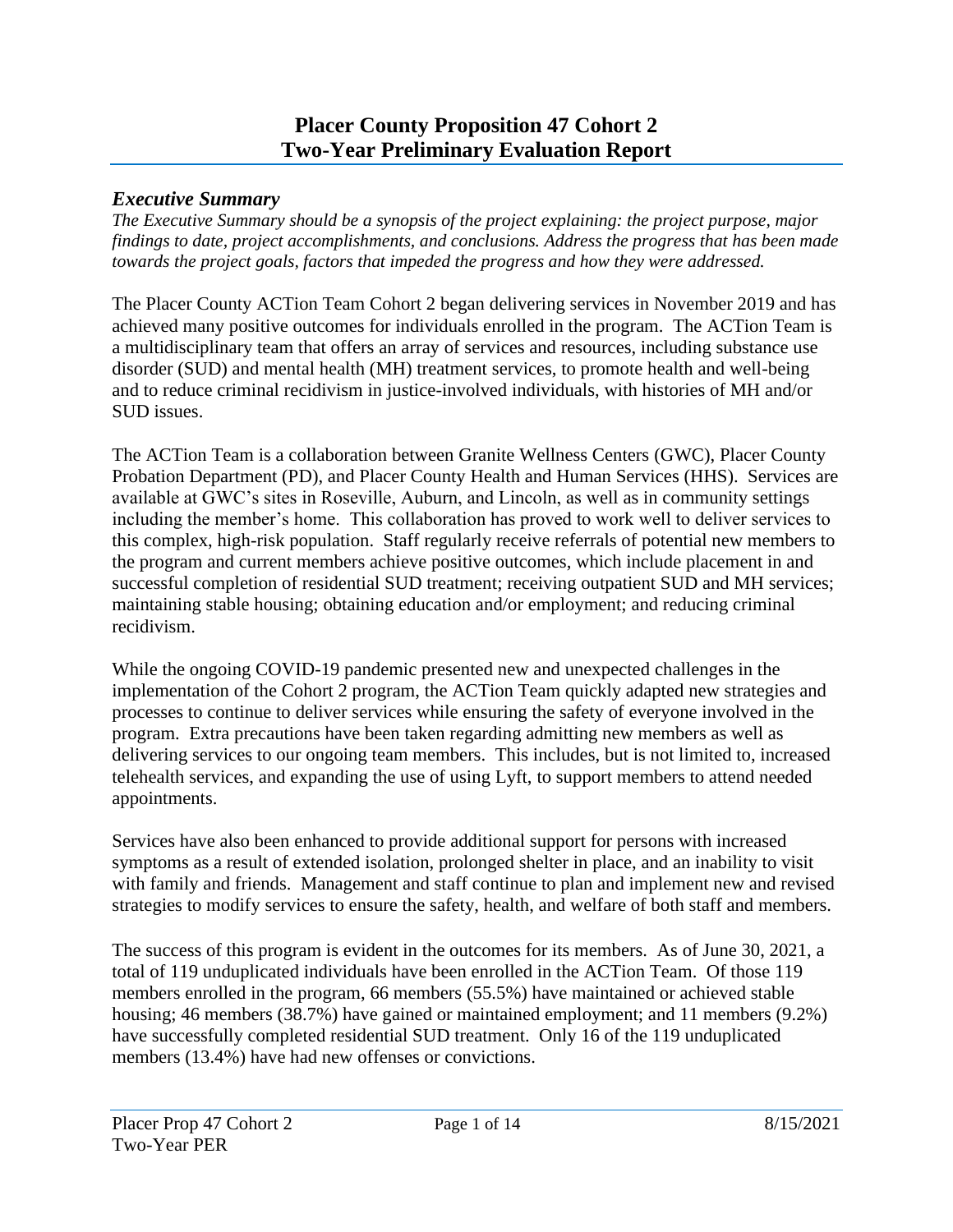# Placer County Proposition 47 Cohort 2
# Two-Year Preliminary Evaluation Report

## *Executive Summary*

*The Executive Summary should be a synopsis of the project explaining: the project purpose, major findings to date, project accomplishments, and conclusions. Address the progress that has been made towards the project goals, factors that impeded the progress and how they were addressed.*

The Placer County ACTion Team Cohort 2 began delivering services in November 2019 and has achieved many positive outcomes for individuals enrolled in the program. The ACTion Team is a multidisciplinary team that offers an array of services and resources, including substance use disorder (SUD) and mental health (MH) treatment services, to promote health and well-being and to reduce criminal recidivism in justice-involved individuals, with histories of MH and/or SUD issues.

The ACTion Team is a collaboration between Granite Wellness Centers (GWC), Placer County Probation Department (PD), and Placer County Health and Human Services (HHS). Services are available at GWC's sites in Roseville, Auburn, and Lincoln, as well as in community settings including the member's home. This collaboration has proved to work well to deliver services to this complex, high-risk population. Staff regularly receive referrals of potential new members to the program and current members achieve positive outcomes, which include placement in and successful completion of residential SUD treatment; receiving outpatient SUD and MH services; maintaining stable housing; obtaining education and/or employment; and reducing criminal recidivism.

While the ongoing COVID-19 pandemic presented new and unexpected challenges in the implementation of the Cohort 2 program, the ACTion Team quickly adapted new strategies and processes to continue to deliver services while ensuring the safety of everyone involved in the program. Extra precautions have been taken regarding admitting new members as well as delivering services to our ongoing team members. This includes, but is not limited to, increased telehealth services, and expanding the use of using Lyft, to support members to attend needed appointments.

Services have also been enhanced to provide additional support for persons with increased symptoms as a result of extended isolation, prolonged shelter in place, and an inability to visit with family and friends. Management and staff continue to plan and implement new and revised strategies to modify services to ensure the safety, health, and welfare of both staff and members.

The success of this program is evident in the outcomes for its members. As of June 30, 2021, a total of 119 unduplicated individuals have been enrolled in the ACTion Team. Of those 119 members enrolled in the program, 66 members (55.5%) have maintained or achieved stable housing; 46 members (38.7%) have gained or maintained employment; and 11 members (9.2%) have successfully completed residential SUD treatment. Only 16 of the 119 unduplicated members (13.4%) have had new offenses or convictions.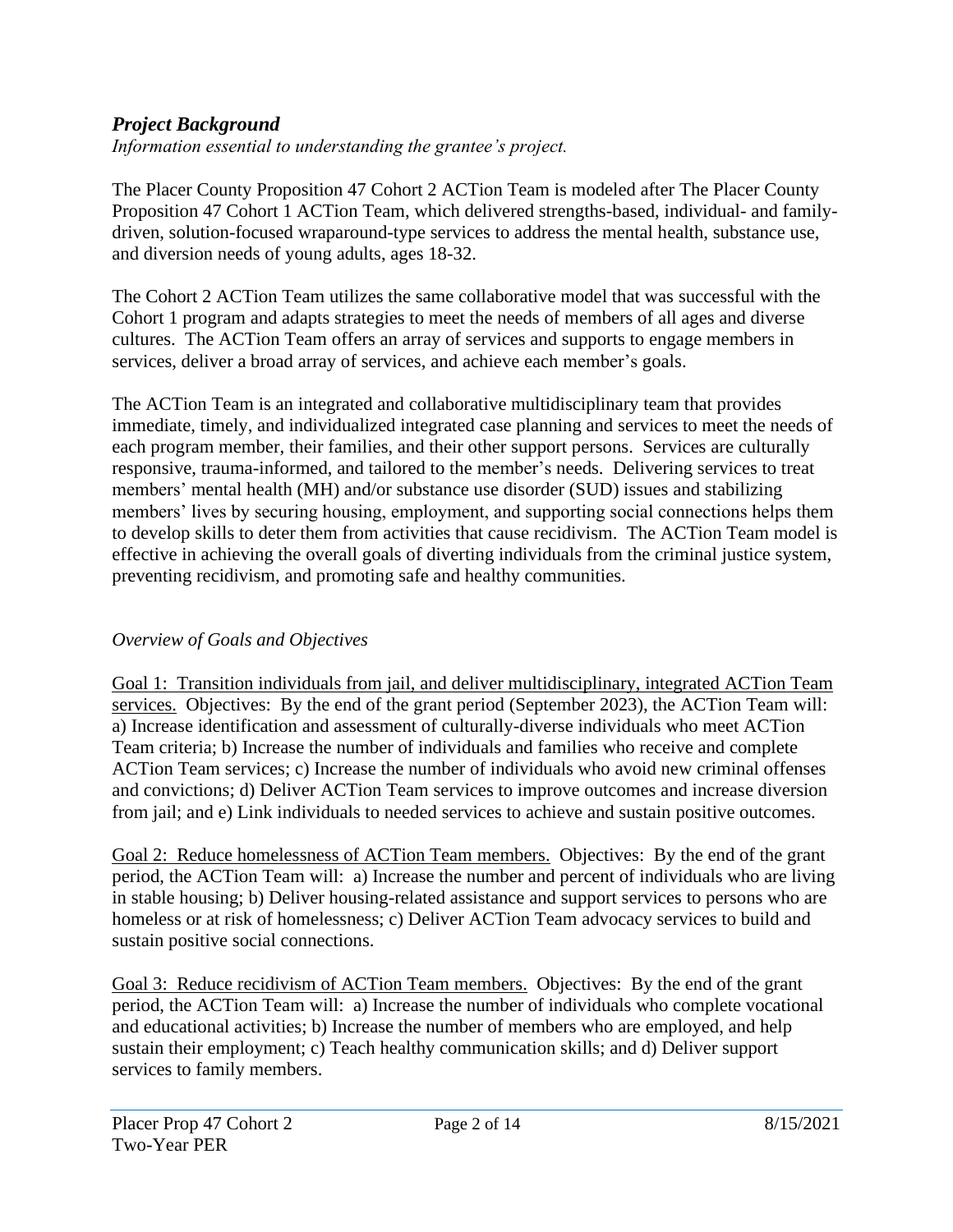## ***Project Background***

*Information essential to understanding the grantee's project.*

The Placer County Proposition 47 Cohort 2 ACTion Team is modeled after The Placer County Proposition 47 Cohort 1 ACTion Team, which delivered strengths-based, individual- and family-driven, solution-focused wraparound-type services to address the mental health, substance use, and diversion needs of young adults, ages 18-32.

The Cohort 2 ACTion Team utilizes the same collaborative model that was successful with the Cohort 1 program and adapts strategies to meet the needs of members of all ages and diverse cultures. The ACTion Team offers an array of services and supports to engage members in services, deliver a broad array of services, and achieve each member's goals.

The ACTion Team is an integrated and collaborative multidisciplinary team that provides immediate, timely, and individualized integrated case planning and services to meet the needs of each program member, their families, and their other support persons. Services are culturally responsive, trauma-informed, and tailored to the member's needs. Delivering services to treat members' mental health (MH) and/or substance use disorder (SUD) issues and stabilizing members' lives by securing housing, employment, and supporting social connections helps them to develop skills to deter them from activities that cause recidivism. The ACTion Team model is effective in achieving the overall goals of diverting individuals from the criminal justice system, preventing recidivism, and promoting safe and healthy communities.

### *Overview of Goals and Objectives*

<u>Goal 1: Transition individuals from jail, and deliver multidisciplinary, integrated ACTion Team services.</u> Objectives: By the end of the grant period (September 2023), the ACTion Team will: a) Increase identification and assessment of culturally-diverse individuals who meet ACTion Team criteria; b) Increase the number of individuals and families who receive and complete ACTion Team services; c) Increase the number of individuals who avoid new criminal offenses and convictions; d) Deliver ACTion Team services to improve outcomes and increase diversion from jail; and e) Link individuals to needed services to achieve and sustain positive outcomes.

<u>Goal 2: Reduce homelessness of ACTion Team members.</u> Objectives: By the end of the grant period, the ACTion Team will: a) Increase the number and percent of individuals who are living in stable housing; b) Deliver housing-related assistance and support services to persons who are homeless or at risk of homelessness; c) Deliver ACTion Team advocacy services to build and sustain positive social connections.

<u>Goal 3: Reduce recidivism of ACTion Team members.</u> Objectives: By the end of the grant period, the ACTion Team will: a) Increase the number of individuals who complete vocational and educational activities; b) Increase the number of members who are employed, and help sustain their employment; c) Teach healthy communication skills; and d) Deliver support services to family members.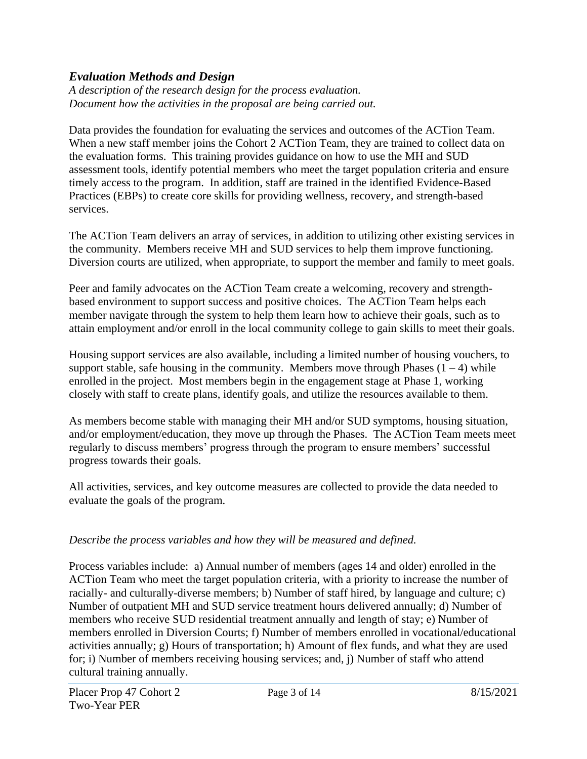### *Evaluation Methods and Design*

*A description of the research design for the process evaluation.*
*Document how the activities in the proposal are being carried out.*

Data provides the foundation for evaluating the services and outcomes of the ACTion Team. When a new staff member joins the Cohort 2 ACTion Team, they are trained to collect data on the evaluation forms. This training provides guidance on how to use the MH and SUD assessment tools, identify potential members who meet the target population criteria and ensure timely access to the program. In addition, staff are trained in the identified Evidence-Based Practices (EBPs) to create core skills for providing wellness, recovery, and strength-based services.

The ACTion Team delivers an array of services, in addition to utilizing other existing services in the community. Members receive MH and SUD services to help them improve functioning. Diversion courts are utilized, when appropriate, to support the member and family to meet goals.

Peer and family advocates on the ACTion Team create a welcoming, recovery and strength-based environment to support success and positive choices. The ACTion Team helps each member navigate through the system to help them learn how to achieve their goals, such as to attain employment and/or enroll in the local community college to gain skills to meet their goals.

Housing support services are also available, including a limited number of housing vouchers, to support stable, safe housing in the community. Members move through Phases (1 – 4) while enrolled in the project. Most members begin in the engagement stage at Phase 1, working closely with staff to create plans, identify goals, and utilize the resources available to them.

As members become stable with managing their MH and/or SUD symptoms, housing situation, and/or employment/education, they move up through the Phases. The ACTion Team meets meet regularly to discuss members' progress through the program to ensure members' successful progress towards their goals.

All activities, services, and key outcome measures are collected to provide the data needed to evaluate the goals of the program.

*Describe the process variables and how they will be measured and defined.*

Process variables include: a) Annual number of members (ages 14 and older) enrolled in the ACTion Team who meet the target population criteria, with a priority to increase the number of racially- and culturally-diverse members; b) Number of staff hired, by language and culture; c) Number of outpatient MH and SUD service treatment hours delivered annually; d) Number of members who receive SUD residential treatment annually and length of stay; e) Number of members enrolled in Diversion Courts; f) Number of members enrolled in vocational/educational activities annually; g) Hours of transportation; h) Amount of flex funds, and what they are used for; i) Number of members receiving housing services; and, j) Number of staff who attend cultural training annually.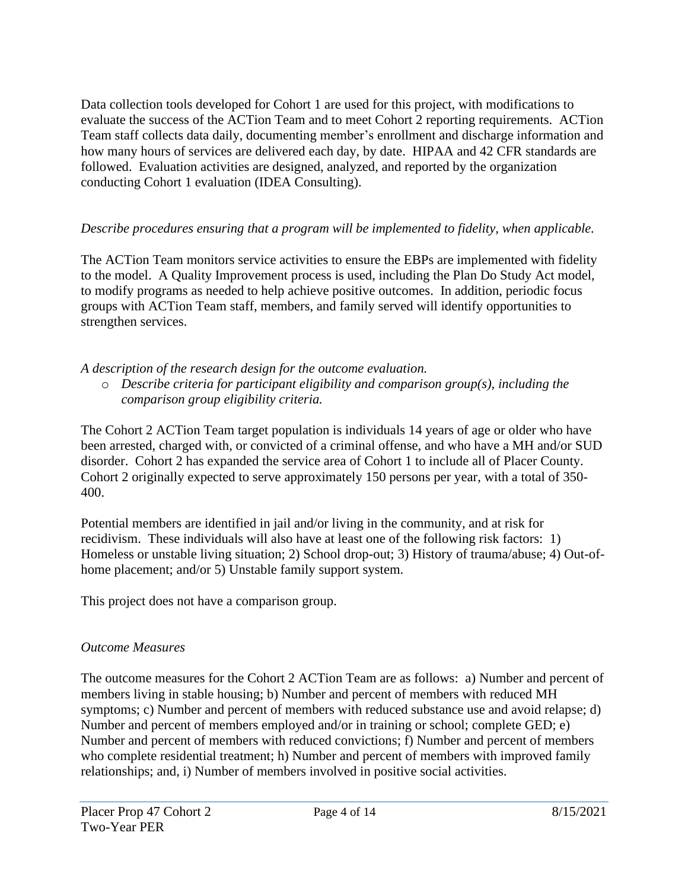Data collection tools developed for Cohort 1 are used for this project, with modifications to evaluate the success of the ACTion Team and to meet Cohort 2 reporting requirements. ACTion Team staff collects data daily, documenting member's enrollment and discharge information and how many hours of services are delivered each day, by date. HIPAA and 42 CFR standards are followed. Evaluation activities are designed, analyzed, and reported by the organization conducting Cohort 1 evaluation (IDEA Consulting).

*Describe procedures ensuring that a program will be implemented to fidelity, when applicable.*

The ACTion Team monitors service activities to ensure the EBPs are implemented with fidelity to the model. A Quality Improvement process is used, including the Plan Do Study Act model, to modify programs as needed to help achieve positive outcomes. In addition, periodic focus groups with ACTion Team staff, members, and family served will identify opportunities to strengthen services.

*A description of the research design for the outcome evaluation.*

- *Describe criteria for participant eligibility and comparison group(s), including the comparison group eligibility criteria.*

The Cohort 2 ACTion Team target population is individuals 14 years of age or older who have been arrested, charged with, or convicted of a criminal offense, and who have a MH and/or SUD disorder. Cohort 2 has expanded the service area of Cohort 1 to include all of Placer County. Cohort 2 originally expected to serve approximately 150 persons per year, with a total of 350-400.

Potential members are identified in jail and/or living in the community, and at risk for recidivism. These individuals will also have at least one of the following risk factors: 1) Homeless or unstable living situation; 2) School drop-out; 3) History of trauma/abuse; 4) Out-of-home placement; and/or 5) Unstable family support system.

This project does not have a comparison group.

*Outcome Measures*

The outcome measures for the Cohort 2 ACTion Team are as follows: a) Number and percent of members living in stable housing; b) Number and percent of members with reduced MH symptoms; c) Number and percent of members with reduced substance use and avoid relapse; d) Number and percent of members employed and/or in training or school; complete GED; e) Number and percent of members with reduced convictions; f) Number and percent of members who complete residential treatment; h) Number and percent of members with improved family relationships; and, i) Number of members involved in positive social activities.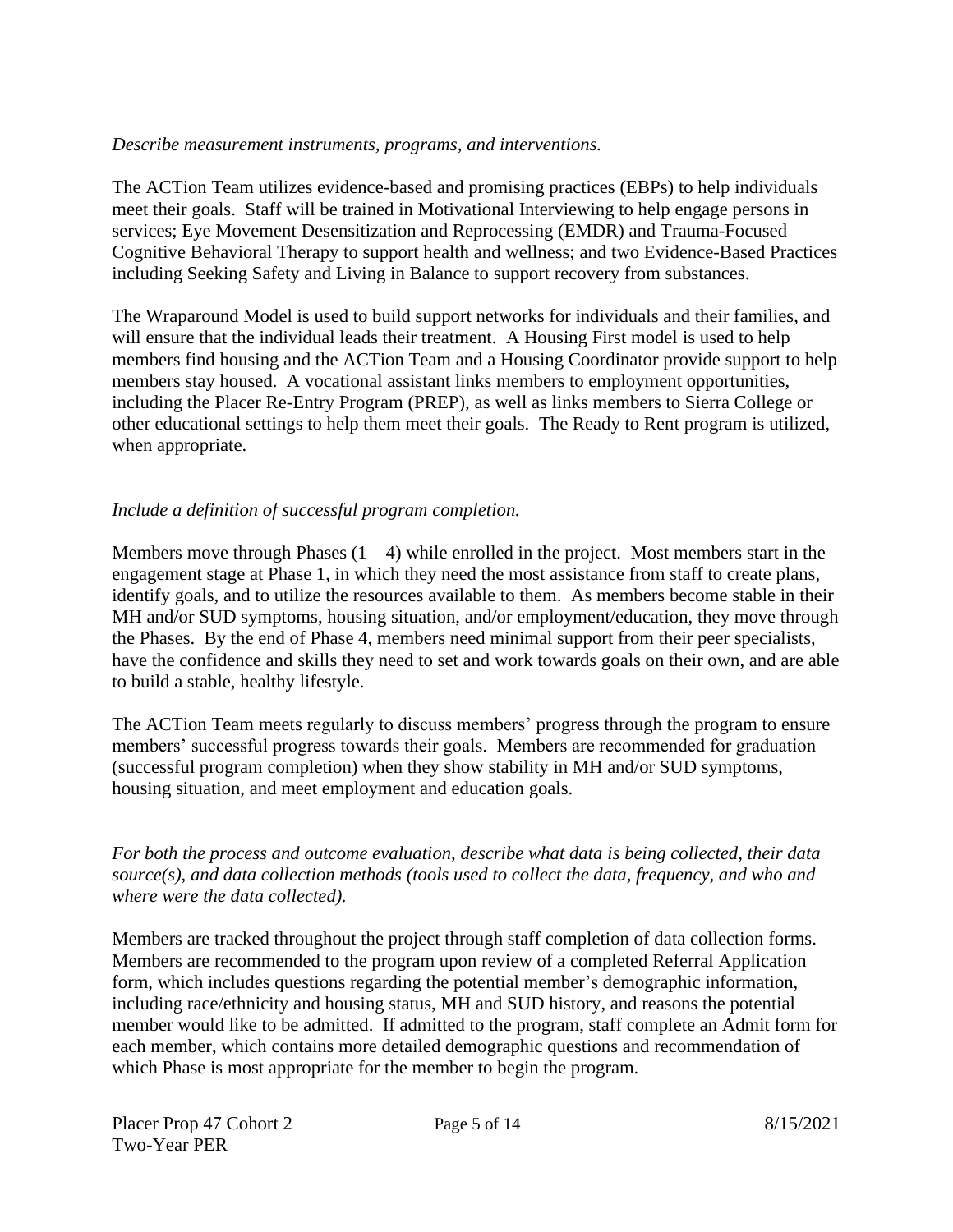*Describe measurement instruments, programs, and interventions.*

The ACTion Team utilizes evidence-based and promising practices (EBPs) to help individuals meet their goals. Staff will be trained in Motivational Interviewing to help engage persons in services; Eye Movement Desensitization and Reprocessing (EMDR) and Trauma-Focused Cognitive Behavioral Therapy to support health and wellness; and two Evidence-Based Practices including Seeking Safety and Living in Balance to support recovery from substances.

The Wraparound Model is used to build support networks for individuals and their families, and will ensure that the individual leads their treatment. A Housing First model is used to help members find housing and the ACTion Team and a Housing Coordinator provide support to help members stay housed. A vocational assistant links members to employment opportunities, including the Placer Re-Entry Program (PREP), as well as links members to Sierra College or other educational settings to help them meet their goals. The Ready to Rent program is utilized, when appropriate.

*Include a definition of successful program completion.*

Members move through Phases (1 – 4) while enrolled in the project. Most members start in the engagement stage at Phase 1, in which they need the most assistance from staff to create plans, identify goals, and to utilize the resources available to them. As members become stable in their MH and/or SUD symptoms, housing situation, and/or employment/education, they move through the Phases. By the end of Phase 4, members need minimal support from their peer specialists, have the confidence and skills they need to set and work towards goals on their own, and are able to build a stable, healthy lifestyle.

The ACTion Team meets regularly to discuss members' progress through the program to ensure members' successful progress towards their goals. Members are recommended for graduation (successful program completion) when they show stability in MH and/or SUD symptoms, housing situation, and meet employment and education goals.

*For both the process and outcome evaluation, describe what data is being collected, their data source(s), and data collection methods (tools used to collect the data, frequency, and who and where were the data collected).*

Members are tracked throughout the project through staff completion of data collection forms. Members are recommended to the program upon review of a completed Referral Application form, which includes questions regarding the potential member's demographic information, including race/ethnicity and housing status, MH and SUD history, and reasons the potential member would like to be admitted. If admitted to the program, staff complete an Admit form for each member, which contains more detailed demographic questions and recommendation of which Phase is most appropriate for the member to begin the program.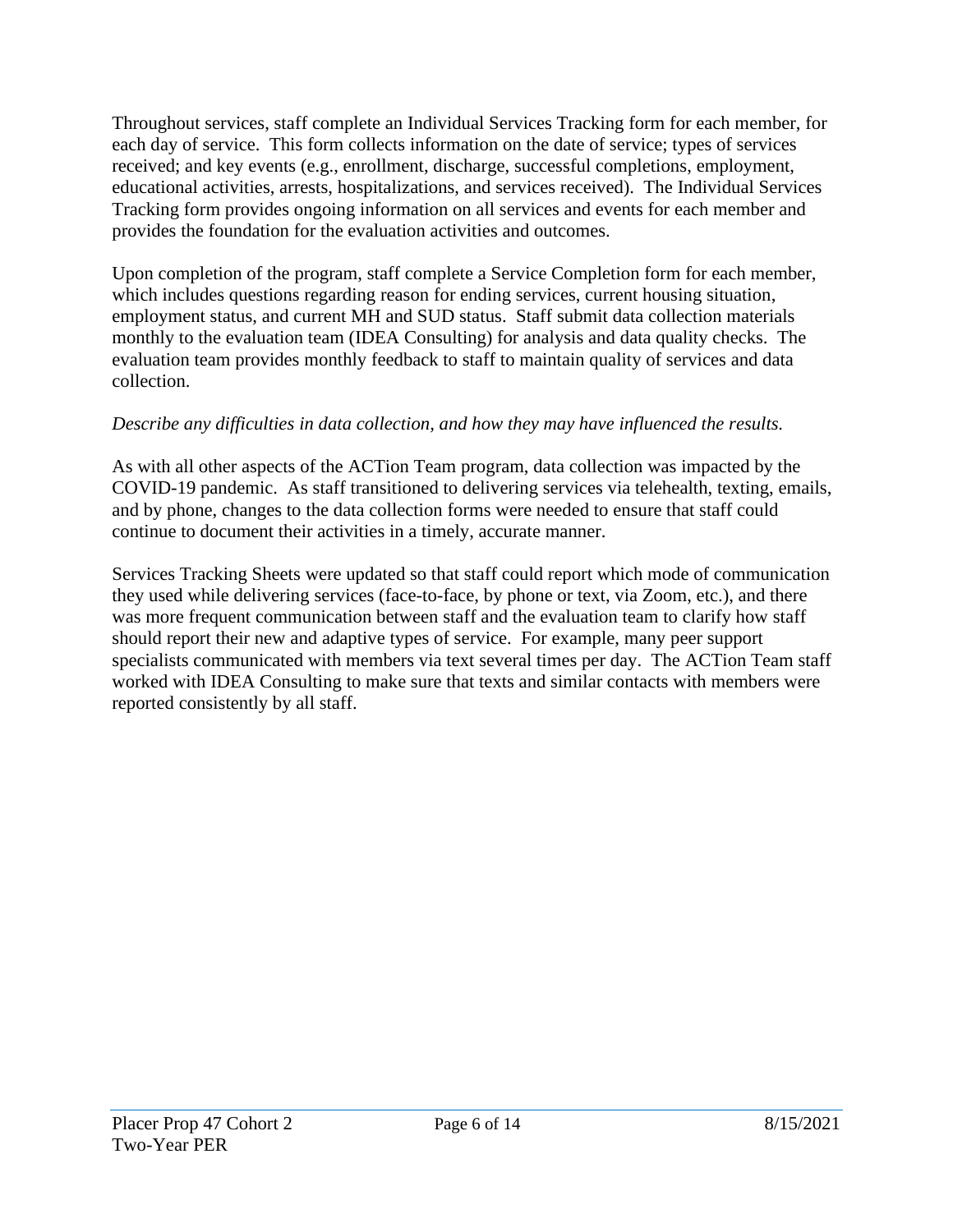Throughout services, staff complete an Individual Services Tracking form for each member, for each day of service. This form collects information on the date of service; types of services received; and key events (e.g., enrollment, discharge, successful completions, employment, educational activities, arrests, hospitalizations, and services received). The Individual Services Tracking form provides ongoing information on all services and events for each member and provides the foundation for the evaluation activities and outcomes.

Upon completion of the program, staff complete a Service Completion form for each member, which includes questions regarding reason for ending services, current housing situation, employment status, and current MH and SUD status. Staff submit data collection materials monthly to the evaluation team (IDEA Consulting) for analysis and data quality checks. The evaluation team provides monthly feedback to staff to maintain quality of services and data collection.

*Describe any difficulties in data collection, and how they may have influenced the results.*

As with all other aspects of the ACTion Team program, data collection was impacted by the COVID-19 pandemic. As staff transitioned to delivering services via telehealth, texting, emails, and by phone, changes to the data collection forms were needed to ensure that staff could continue to document their activities in a timely, accurate manner.

Services Tracking Sheets were updated so that staff could report which mode of communication they used while delivering services (face-to-face, by phone or text, via Zoom, etc.), and there was more frequent communication between staff and the evaluation team to clarify how staff should report their new and adaptive types of service. For example, many peer support specialists communicated with members via text several times per day. The ACTion Team staff worked with IDEA Consulting to make sure that texts and similar contacts with members were reported consistently by all staff.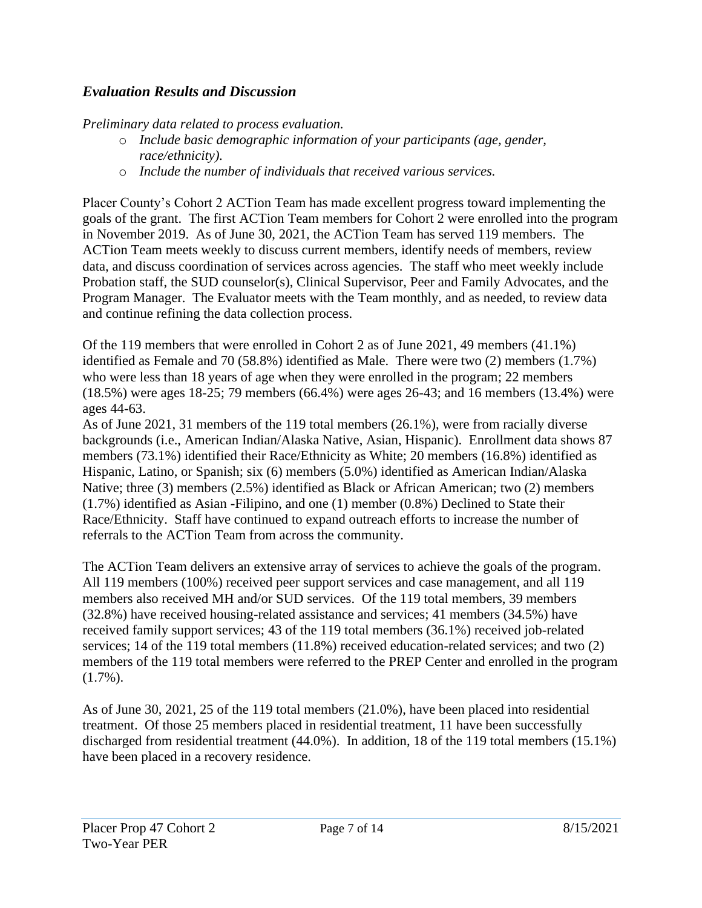## *Evaluation Results and Discussion*

*Preliminary data related to process evaluation.*

- *Include basic demographic information of your participants (age, gender, race/ethnicity).*
- *Include the number of individuals that received various services.*

Placer County's Cohort 2 ACTion Team has made excellent progress toward implementing the goals of the grant. The first ACTion Team members for Cohort 2 were enrolled into the program in November 2019. As of June 30, 2021, the ACTion Team has served 119 members. The ACTion Team meets weekly to discuss current members, identify needs of members, review data, and discuss coordination of services across agencies. The staff who meet weekly include Probation staff, the SUD counselor(s), Clinical Supervisor, Peer and Family Advocates, and the Program Manager. The Evaluator meets with the Team monthly, and as needed, to review data and continue refining the data collection process.

Of the 119 members that were enrolled in Cohort 2 as of June 2021, 49 members (41.1%) identified as Female and 70 (58.8%) identified as Male. There were two (2) members (1.7%) who were less than 18 years of age when they were enrolled in the program; 22 members (18.5%) were ages 18-25; 79 members (66.4%) were ages 26-43; and 16 members (13.4%) were ages 44-63.

As of June 2021, 31 members of the 119 total members (26.1%), were from racially diverse backgrounds (i.e., American Indian/Alaska Native, Asian, Hispanic). Enrollment data shows 87 members (73.1%) identified their Race/Ethnicity as White; 20 members (16.8%) identified as Hispanic, Latino, or Spanish; six (6) members (5.0%) identified as American Indian/Alaska Native; three (3) members (2.5%) identified as Black or African American; two (2) members (1.7%) identified as Asian -Filipino, and one (1) member (0.8%) Declined to State their Race/Ethnicity. Staff have continued to expand outreach efforts to increase the number of referrals to the ACTion Team from across the community.

The ACTion Team delivers an extensive array of services to achieve the goals of the program. All 119 members (100%) received peer support services and case management, and all 119 members also received MH and/or SUD services. Of the 119 total members, 39 members (32.8%) have received housing-related assistance and services; 41 members (34.5%) have received family support services; 43 of the 119 total members (36.1%) received job-related services; 14 of the 119 total members (11.8%) received education-related services; and two (2) members of the 119 total members were referred to the PREP Center and enrolled in the program (1.7%).

As of June 30, 2021, 25 of the 119 total members (21.0%), have been placed into residential treatment. Of those 25 members placed in residential treatment, 11 have been successfully discharged from residential treatment (44.0%). In addition, 18 of the 119 total members (15.1%) have been placed in a recovery residence.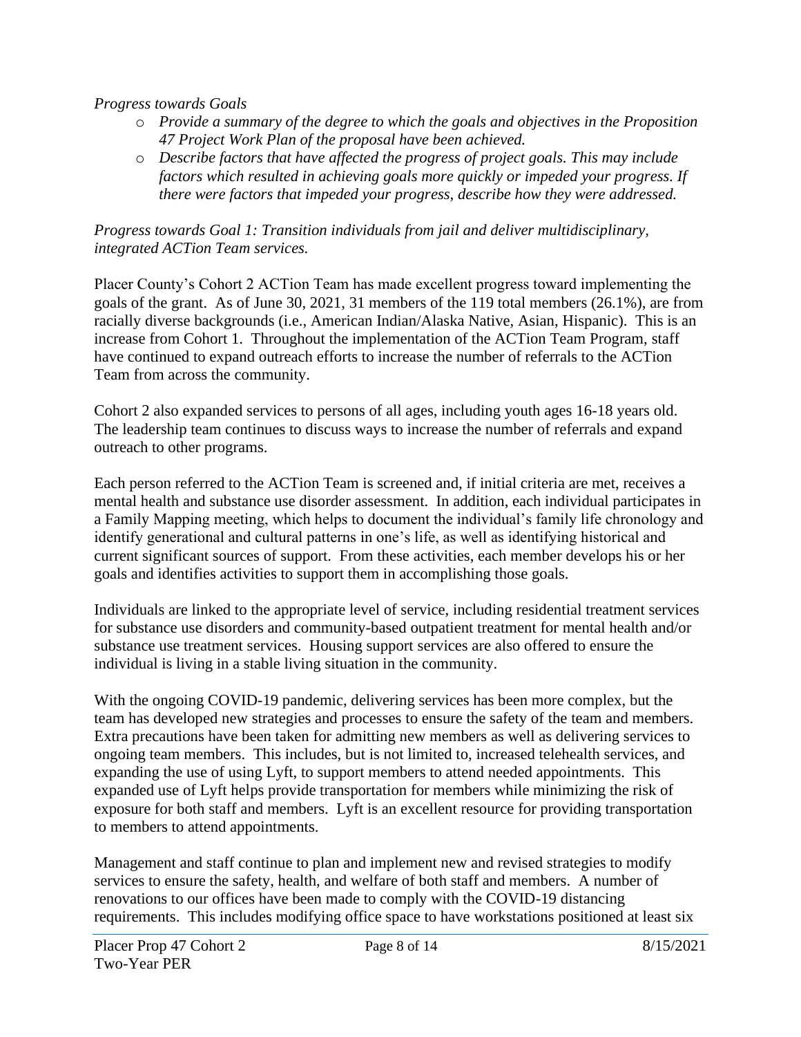*Progress towards Goals*

- *Provide a summary of the degree to which the goals and objectives in the Proposition 47 Project Work Plan of the proposal have been achieved.*
- *Describe factors that have affected the progress of project goals. This may include factors which resulted in achieving goals more quickly or impeded your progress. If there were factors that impeded your progress, describe how they were addressed.*

*Progress towards Goal 1: Transition individuals from jail and deliver multidisciplinary, integrated ACTion Team services.*

Placer County's Cohort 2 ACTion Team has made excellent progress toward implementing the goals of the grant. As of June 30, 2021, 31 members of the 119 total members (26.1%), are from racially diverse backgrounds (i.e., American Indian/Alaska Native, Asian, Hispanic). This is an increase from Cohort 1. Throughout the implementation of the ACTion Team Program, staff have continued to expand outreach efforts to increase the number of referrals to the ACTion Team from across the community.

Cohort 2 also expanded services to persons of all ages, including youth ages 16-18 years old. The leadership team continues to discuss ways to increase the number of referrals and expand outreach to other programs.

Each person referred to the ACTion Team is screened and, if initial criteria are met, receives a mental health and substance use disorder assessment. In addition, each individual participates in a Family Mapping meeting, which helps to document the individual's family life chronology and identify generational and cultural patterns in one's life, as well as identifying historical and current significant sources of support. From these activities, each member develops his or her goals and identifies activities to support them in accomplishing those goals.

Individuals are linked to the appropriate level of service, including residential treatment services for substance use disorders and community-based outpatient treatment for mental health and/or substance use treatment services. Housing support services are also offered to ensure the individual is living in a stable living situation in the community.

With the ongoing COVID-19 pandemic, delivering services has been more complex, but the team has developed new strategies and processes to ensure the safety of the team and members. Extra precautions have been taken for admitting new members as well as delivering services to ongoing team members. This includes, but is not limited to, increased telehealth services, and expanding the use of using Lyft, to support members to attend needed appointments. This expanded use of Lyft helps provide transportation for members while minimizing the risk of exposure for both staff and members. Lyft is an excellent resource for providing transportation to members to attend appointments.

Management and staff continue to plan and implement new and revised strategies to modify services to ensure the safety, health, and welfare of both staff and members. A number of renovations to our offices have been made to comply with the COVID-19 distancing requirements. This includes modifying office space to have workstations positioned at least six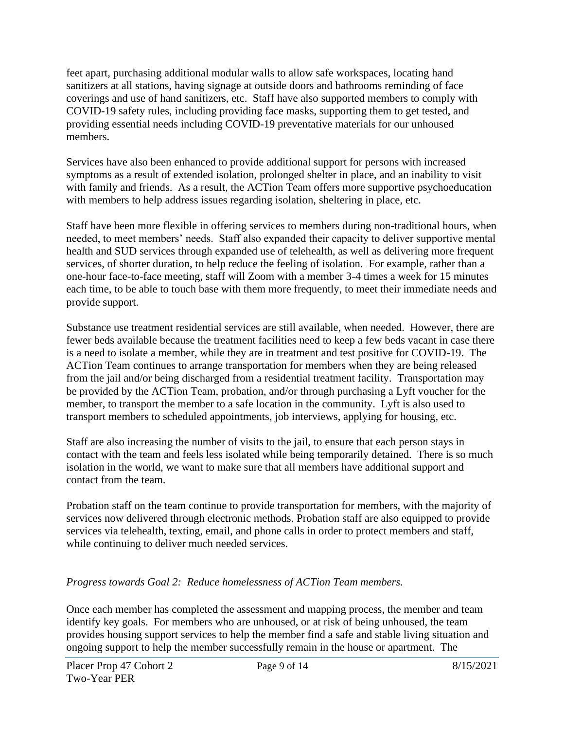feet apart, purchasing additional modular walls to allow safe workspaces, locating hand sanitizers at all stations, having signage at outside doors and bathrooms reminding of face coverings and use of hand sanitizers, etc. Staff have also supported members to comply with COVID-19 safety rules, including providing face masks, supporting them to get tested, and providing essential needs including COVID-19 preventative materials for our unhoused members.

Services have also been enhanced to provide additional support for persons with increased symptoms as a result of extended isolation, prolonged shelter in place, and an inability to visit with family and friends. As a result, the ACTion Team offers more supportive psychoeducation with members to help address issues regarding isolation, sheltering in place, etc.

Staff have been more flexible in offering services to members during non-traditional hours, when needed, to meet members' needs. Staff also expanded their capacity to deliver supportive mental health and SUD services through expanded use of telehealth, as well as delivering more frequent services, of shorter duration, to help reduce the feeling of isolation. For example, rather than a one-hour face-to-face meeting, staff will Zoom with a member 3-4 times a week for 15 minutes each time, to be able to touch base with them more frequently, to meet their immediate needs and provide support.

Substance use treatment residential services are still available, when needed. However, there are fewer beds available because the treatment facilities need to keep a few beds vacant in case there is a need to isolate a member, while they are in treatment and test positive for COVID-19. The ACTion Team continues to arrange transportation for members when they are being released from the jail and/or being discharged from a residential treatment facility. Transportation may be provided by the ACTion Team, probation, and/or through purchasing a Lyft voucher for the member, to transport the member to a safe location in the community. Lyft is also used to transport members to scheduled appointments, job interviews, applying for housing, etc.

Staff are also increasing the number of visits to the jail, to ensure that each person stays in contact with the team and feels less isolated while being temporarily detained. There is so much isolation in the world, we want to make sure that all members have additional support and contact from the team.

Probation staff on the team continue to provide transportation for members, with the majority of services now delivered through electronic methods. Probation staff are also equipped to provide services via telehealth, texting, email, and phone calls in order to protect members and staff, while continuing to deliver much needed services.

*Progress towards Goal 2: Reduce homelessness of ACTion Team members.*

Once each member has completed the assessment and mapping process, the member and team identify key goals. For members who are unhoused, or at risk of being unhoused, the team provides housing support services to help the member find a safe and stable living situation and ongoing support to help the member successfully remain in the house or apartment. The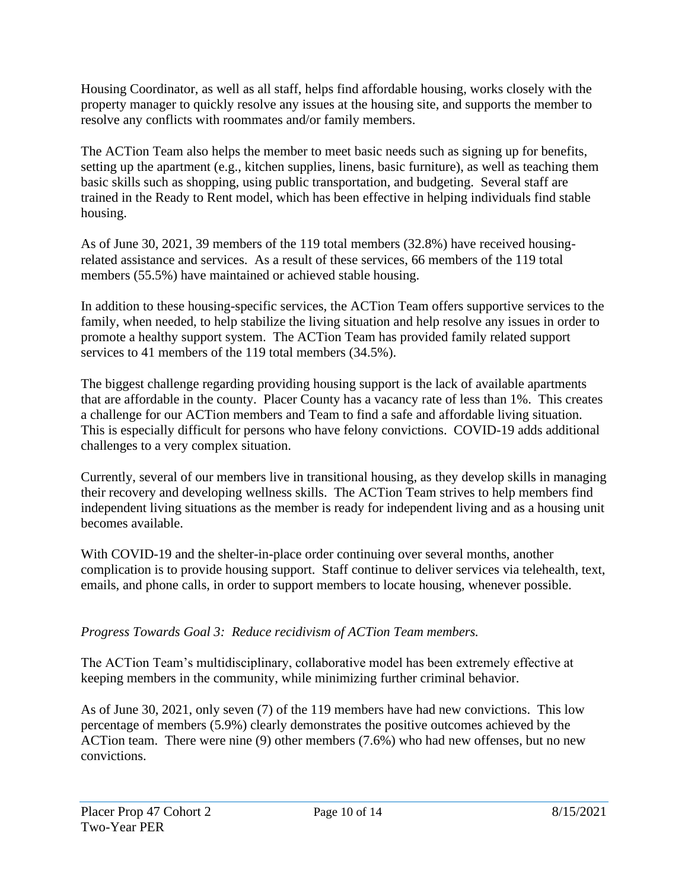Housing Coordinator, as well as all staff, helps find affordable housing, works closely with the property manager to quickly resolve any issues at the housing site, and supports the member to resolve any conflicts with roommates and/or family members.

The ACTion Team also helps the member to meet basic needs such as signing up for benefits, setting up the apartment (e.g., kitchen supplies, linens, basic furniture), as well as teaching them basic skills such as shopping, using public transportation, and budgeting. Several staff are trained in the Ready to Rent model, which has been effective in helping individuals find stable housing.

As of June 30, 2021, 39 members of the 119 total members (32.8%) have received housing-related assistance and services. As a result of these services, 66 members of the 119 total members (55.5%) have maintained or achieved stable housing.

In addition to these housing-specific services, the ACTion Team offers supportive services to the family, when needed, to help stabilize the living situation and help resolve any issues in order to promote a healthy support system. The ACTion Team has provided family related support services to 41 members of the 119 total members (34.5%).

The biggest challenge regarding providing housing support is the lack of available apartments that are affordable in the county. Placer County has a vacancy rate of less than 1%. This creates a challenge for our ACTion members and Team to find a safe and affordable living situation. This is especially difficult for persons who have felony convictions. COVID-19 adds additional challenges to a very complex situation.

Currently, several of our members live in transitional housing, as they develop skills in managing their recovery and developing wellness skills. The ACTion Team strives to help members find independent living situations as the member is ready for independent living and as a housing unit becomes available.

With COVID-19 and the shelter-in-place order continuing over several months, another complication is to provide housing support. Staff continue to deliver services via telehealth, text, emails, and phone calls, in order to support members to locate housing, whenever possible.

*Progress Towards Goal 3: Reduce recidivism of ACTion Team members.*

The ACTion Team's multidisciplinary, collaborative model has been extremely effective at keeping members in the community, while minimizing further criminal behavior.

As of June 30, 2021, only seven (7) of the 119 members have had new convictions. This low percentage of members (5.9%) clearly demonstrates the positive outcomes achieved by the ACTion team. There were nine (9) other members (7.6%) who had new offenses, but no new convictions.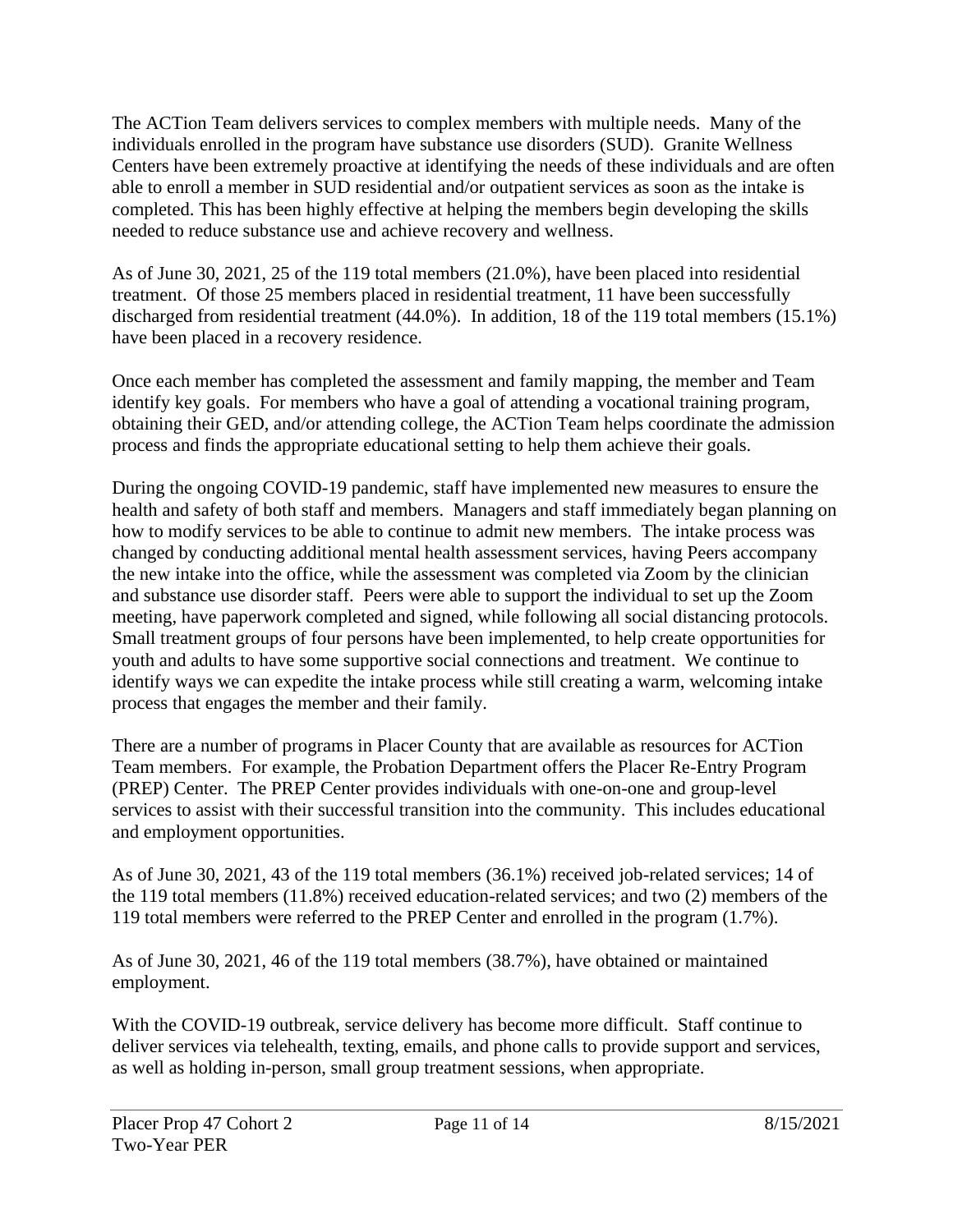The ACTion Team delivers services to complex members with multiple needs. Many of the individuals enrolled in the program have substance use disorders (SUD). Granite Wellness Centers have been extremely proactive at identifying the needs of these individuals and are often able to enroll a member in SUD residential and/or outpatient services as soon as the intake is completed. This has been highly effective at helping the members begin developing the skills needed to reduce substance use and achieve recovery and wellness.

As of June 30, 2021, 25 of the 119 total members (21.0%), have been placed into residential treatment. Of those 25 members placed in residential treatment, 11 have been successfully discharged from residential treatment (44.0%). In addition, 18 of the 119 total members (15.1%) have been placed in a recovery residence.

Once each member has completed the assessment and family mapping, the member and Team identify key goals. For members who have a goal of attending a vocational training program, obtaining their GED, and/or attending college, the ACTion Team helps coordinate the admission process and finds the appropriate educational setting to help them achieve their goals.

During the ongoing COVID-19 pandemic, staff have implemented new measures to ensure the health and safety of both staff and members. Managers and staff immediately began planning on how to modify services to be able to continue to admit new members. The intake process was changed by conducting additional mental health assessment services, having Peers accompany the new intake into the office, while the assessment was completed via Zoom by the clinician and substance use disorder staff. Peers were able to support the individual to set up the Zoom meeting, have paperwork completed and signed, while following all social distancing protocols. Small treatment groups of four persons have been implemented, to help create opportunities for youth and adults to have some supportive social connections and treatment. We continue to identify ways we can expedite the intake process while still creating a warm, welcoming intake process that engages the member and their family.

There are a number of programs in Placer County that are available as resources for ACTion Team members. For example, the Probation Department offers the Placer Re-Entry Program (PREP) Center. The PREP Center provides individuals with one-on-one and group-level services to assist with their successful transition into the community. This includes educational and employment opportunities.

As of June 30, 2021, 43 of the 119 total members (36.1%) received job-related services; 14 of the 119 total members (11.8%) received education-related services; and two (2) members of the 119 total members were referred to the PREP Center and enrolled in the program (1.7%).

As of June 30, 2021, 46 of the 119 total members (38.7%), have obtained or maintained employment.

With the COVID-19 outbreak, service delivery has become more difficult. Staff continue to deliver services via telehealth, texting, emails, and phone calls to provide support and services, as well as holding in-person, small group treatment sessions, when appropriate.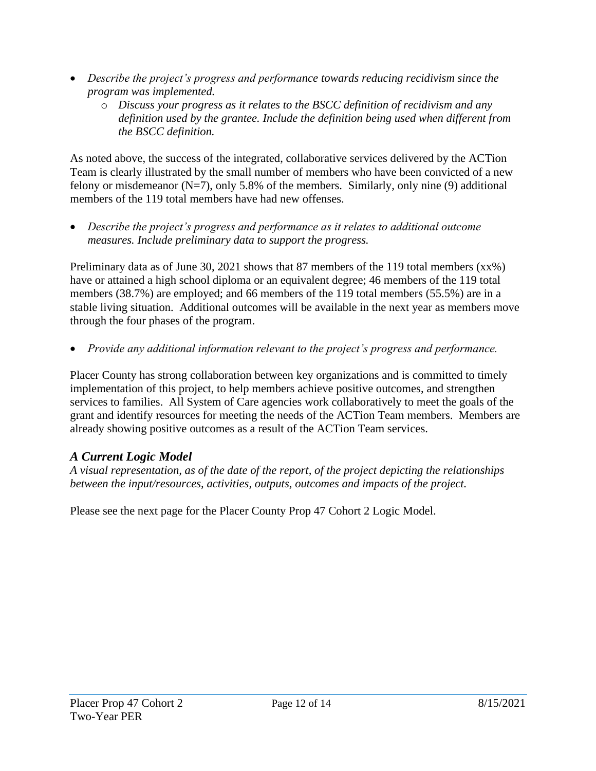- *Describe the project's progress and performance towards reducing recidivism since the program was implemented.*
  - *Discuss your progress as it relates to the BSCC definition of recidivism and any definition used by the grantee. Include the definition being used when different from the BSCC definition.*

As noted above, the success of the integrated, collaborative services delivered by the ACTion Team is clearly illustrated by the small number of members who have been convicted of a new felony or misdemeanor (N=7), only 5.8% of the members. Similarly, only nine (9) additional members of the 119 total members have had new offenses.

- *Describe the project's progress and performance as it relates to additional outcome measures. Include preliminary data to support the progress.*

Preliminary data as of June 30, 2021 shows that 87 members of the 119 total members (xx%) have or attained a high school diploma or an equivalent degree; 46 members of the 119 total members (38.7%) are employed; and 66 members of the 119 total members (55.5%) are in a stable living situation. Additional outcomes will be available in the next year as members move through the four phases of the program.

- *Provide any additional information relevant to the project's progress and performance.*

Placer County has strong collaboration between key organizations and is committed to timely implementation of this project, to help members achieve positive outcomes, and strengthen services to families. All System of Care agencies work collaboratively to meet the goals of the grant and identify resources for meeting the needs of the ACTion Team members. Members are already showing positive outcomes as a result of the ACTion Team services.

## *A Current Logic Model*

*A visual representation, as of the date of the report, of the project depicting the relationships between the input/resources, activities, outputs, outcomes and impacts of the project.*

Please see the next page for the Placer County Prop 47 Cohort 2 Logic Model.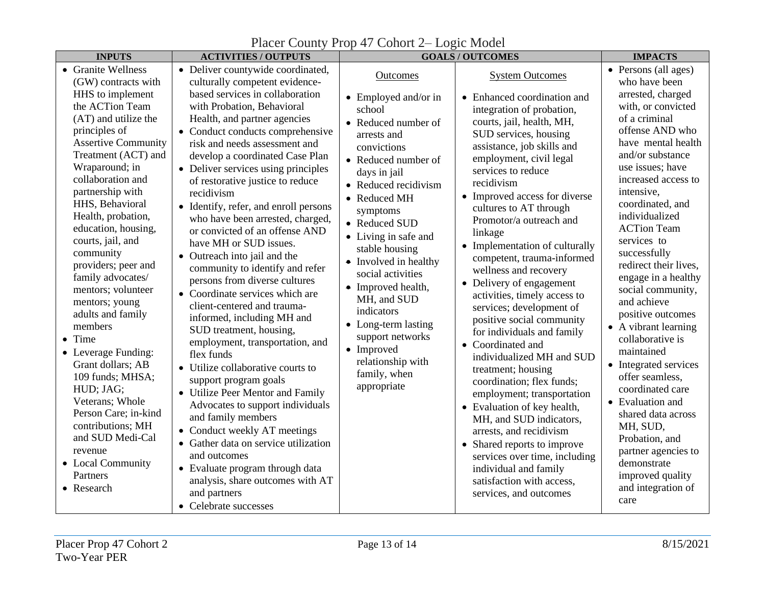# Placer County Prop 47 Cohort 2– Logic Model

| INPUTS | ACTIVITIES / OUTPUTS | GOALS / OUTCOMES | | IMPACTS |
|---|---|---|---|---|
| | | Outcomes | System Outcomes | |
| • Granite Wellness (GW) contracts with HHS to implement the ACTion Team (AT) and utilize the principles of Assertive Community Treatment (ACT) and Wraparound; in collaboration and partnership with HHS, Behavioral Health, probation, education, housing, courts, jail, and community providers; peer and family advocates/ mentors; volunteer mentors; young adults and family members<br>• Time<br>• Leverage Funding: Grant dollars; AB 109 funds; MHSA; HUD; JAG; Veterans; Whole Person Care; in-kind contributions; MH and SUD Medi-Cal revenue<br>• Local Community Partners<br>• Research | • Deliver countywide coordinated, culturally competent evidence-based services in collaboration with Probation, Behavioral Health, and partner agencies<br>• Conduct conducts comprehensive risk and needs assessment and develop a coordinated Case Plan<br>• Deliver services using principles of restorative justice to reduce recidivism<br>• Identify, refer, and enroll persons who have been arrested, charged, or convicted of an offense AND have MH or SUD issues.<br>• Outreach into jail and the community to identify and refer persons from diverse cultures<br>• Coordinate services which are client-centered and trauma-informed, including MH and SUD treatment, housing, employment, transportation, and flex funds<br>• Utilize collaborative courts to support program goals<br>• Utilize Peer Mentor and Family Advocates to support individuals and family members<br>• Conduct weekly AT meetings<br>• Gather data on service utilization and outcomes<br>• Evaluate program through data analysis, share outcomes with AT and partners<br>• Celebrate successes | • Employed and/or in school<br>• Reduced number of arrests and convictions<br>• Reduced number of days in jail<br>• Reduced recidivism<br>• Reduced MH symptoms<br>• Reduced SUD<br>• Living in safe and stable housing<br>• Involved in healthy social activities<br>• Improved health, MH, and SUD indicators<br>• Long-term lasting support networks<br>• Improved relationship with family, when appropriate | • Enhanced coordination and integration of probation, courts, jail, health, MH, SUD services, housing assistance, job skills and employment, civil legal services to reduce recidivism<br>• Improved access for diverse cultures to AT through Promotor/a outreach and linkage<br>• Implementation of culturally competent, trauma-informed wellness and recovery<br>• Delivery of engagement activities, timely access to services; development of positive social community for individuals and family<br>• Coordinated and individualized MH and SUD treatment; housing coordination; flex funds; employment; transportation<br>• Evaluation of key health, MH, and SUD indicators, arrests, and recidivism<br>• Shared reports to improve services over time, including individual and family satisfaction with access, services, and outcomes | • Persons (all ages) who have been arrested, charged with, or convicted of a criminal offense AND who have mental health and/or substance use issues; have increased access to intensive, coordinated, and individualized ACTion Team services to successfully redirect their lives, engage in a healthy social community, and achieve positive outcomes<br>• A vibrant learning collaborative is maintained<br>• Integrated services offer seamless, coordinated care<br>• Evaluation and shared data across MH, SUD, Probation, and partner agencies to demonstrate improved quality and integration of care |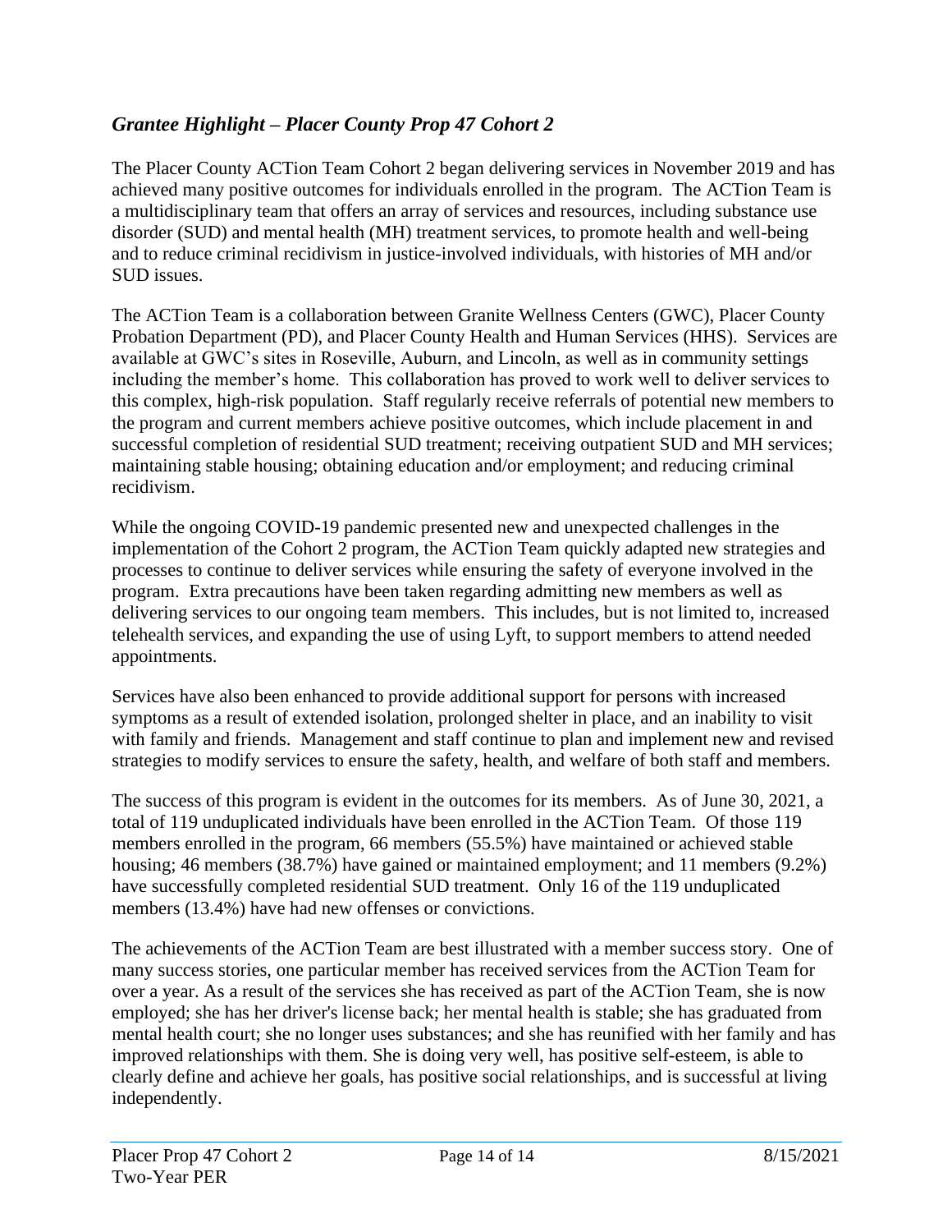## *Grantee Highlight – Placer County Prop 47 Cohort 2*

The Placer County ACTion Team Cohort 2 began delivering services in November 2019 and has achieved many positive outcomes for individuals enrolled in the program. The ACTion Team is a multidisciplinary team that offers an array of services and resources, including substance use disorder (SUD) and mental health (MH) treatment services, to promote health and well-being and to reduce criminal recidivism in justice-involved individuals, with histories of MH and/or SUD issues.

The ACTion Team is a collaboration between Granite Wellness Centers (GWC), Placer County Probation Department (PD), and Placer County Health and Human Services (HHS). Services are available at GWC's sites in Roseville, Auburn, and Lincoln, as well as in community settings including the member's home. This collaboration has proved to work well to deliver services to this complex, high-risk population. Staff regularly receive referrals of potential new members to the program and current members achieve positive outcomes, which include placement in and successful completion of residential SUD treatment; receiving outpatient SUD and MH services; maintaining stable housing; obtaining education and/or employment; and reducing criminal recidivism.

While the ongoing COVID-19 pandemic presented new and unexpected challenges in the implementation of the Cohort 2 program, the ACTion Team quickly adapted new strategies and processes to continue to deliver services while ensuring the safety of everyone involved in the program. Extra precautions have been taken regarding admitting new members as well as delivering services to our ongoing team members. This includes, but is not limited to, increased telehealth services, and expanding the use of using Lyft, to support members to attend needed appointments.

Services have also been enhanced to provide additional support for persons with increased symptoms as a result of extended isolation, prolonged shelter in place, and an inability to visit with family and friends. Management and staff continue to plan and implement new and revised strategies to modify services to ensure the safety, health, and welfare of both staff and members.

The success of this program is evident in the outcomes for its members. As of June 30, 2021, a total of 119 unduplicated individuals have been enrolled in the ACTion Team. Of those 119 members enrolled in the program, 66 members (55.5%) have maintained or achieved stable housing; 46 members (38.7%) have gained or maintained employment; and 11 members (9.2%) have successfully completed residential SUD treatment. Only 16 of the 119 unduplicated members (13.4%) have had new offenses or convictions.

The achievements of the ACTion Team are best illustrated with a member success story. One of many success stories, one particular member has received services from the ACTion Team for over a year. As a result of the services she has received as part of the ACTion Team, she is now employed; she has her driver's license back; her mental health is stable; she has graduated from mental health court; she no longer uses substances; and she has reunified with her family and has improved relationships with them. She is doing very well, has positive self-esteem, is able to clearly define and achieve her goals, has positive social relationships, and is successful at living independently.